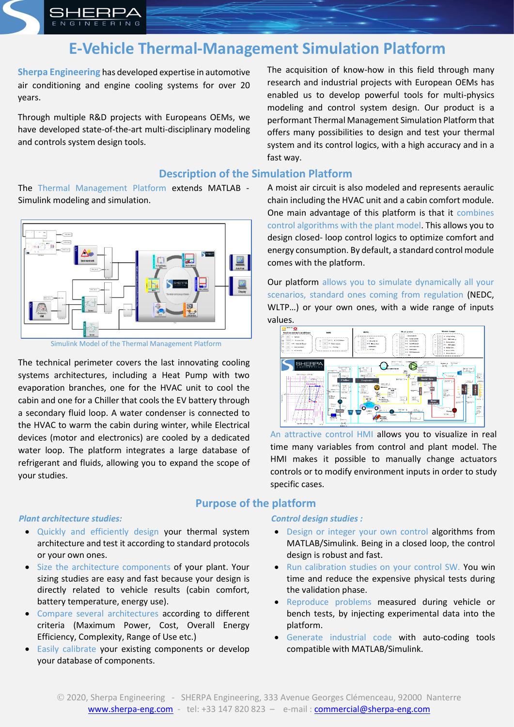# E-Vehicle Thermal-Management Simulation Platform

**Sherpa Engineering** has developed expertise in automotive air conditioning and engine cooling systems for over 20 years.

Through multiple R&D projects with Europeans OEMs, we have developed state-of-the-art multi-disciplinary modeling and controls system design tools.

The acquisition of know-how in this field through many research and industrial projects with European OEMs has enabled us to develop powerful tools for multi-physics modeling and control system design. Our product is a performant Thermal Management Simulation Platform that offers many possibilities to design and test your thermal system and its control logics, with a high accuracy and in a fast way.

## Description of the Simulation Platform

The Thermal Management Platform extends MATLAB - Simulink modeling and simulation.

Simulink Model of the Thermal Management Platform

The technical perimeter covers the last innovating cooling systems architectures, including a Heat Pump with two evaporation branches, one for the HVAC unit to cool the cabin and one for a Chiller that cools the EV battery through a secondary fluid loop. A water condenser is connected to the HVAC to warm the cabin during winter, while Electrical devices (motor and electronics) are cooled by a dedicated water loop. The platform integrates a large database of refrigerant and fluids, allowing you to expand the scope of your studies.

A moist air circuit is also modeled and represents aeraulic chain including the HVAC unit and a cabin comfort module. One main advantage of this platform is that it combines control algorithms with the plant model. This allows you to design closed- loop control logics to optimize comfort and energy consumption. By default, a standard control module comes with the platform.

Our platform allows you to simulate dynamically all your scenarios, standard ones coming from regulation (NEDC, WLTP…) or your own ones, with a wide range of inputs values.

An attractive control HMI allows you to visualize in real time many variables from control and plant model. The HMI makes it possible to manually change actuators controls or to modify environment inputs in order to study specific cases.

## Purpose of the platform

***Plant architecture studies:***

- Quickly and efficiently design your thermal system architecture and test it according to standard protocols or your own ones.
- Size the architecture components of your plant. Your sizing studies are easy and fast because your design is directly related to vehicle results (cabin comfort, battery temperature, energy use).
- Compare several architectures according to different criteria (Maximum Power, Cost, Overall Energy Efficiency, Complexity, Range of Use etc.)
- Easily calibrate your existing components or develop your database of components.

***Control design studies :***

- Design or integer your own control algorithms from MATLAB/Simulink. Being in a closed loop, the control design is robust and fast.
- Run calibration studies on your control SW. You win time and reduce the expensive physical tests during the validation phase.
- Reproduce problems measured during vehicle or bench tests, by injecting experimental data into the platform.
- Generate industrial code with auto-coding tools compatible with MATLAB/Simulink.

© 2020, Sherpa Engineering - SHERPA Engineering, 333 Avenue Georges Clémenceau, 92000 Nanterre
www.sherpa-eng.com - tel: +33 147 820 823 – e-mail : commercial@sherpa-eng.com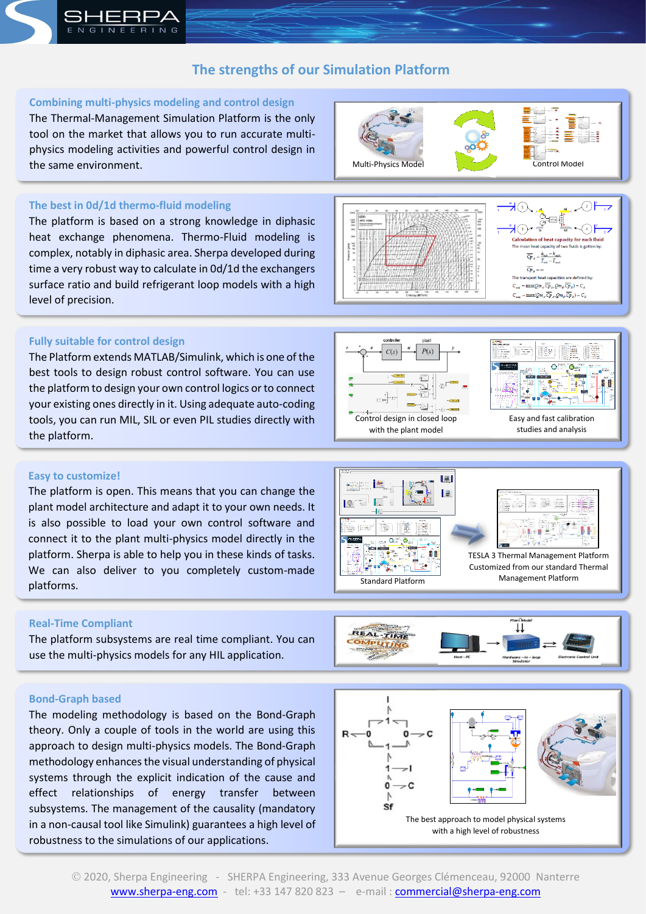# The strengths of our Simulation Platform

## Combining multi-physics modeling and control design

The Thermal-Management Simulation Platform is the only tool on the market that allows you to run accurate multi-physics modeling activities and powerful control design in the same environment.

Multi-Physics Model

Control Model

## The best in 0d/1d thermo-fluid modeling

The platform is based on a strong knowledge in diphasic heat exchange phenomena. Thermo-Fluid modeling is complex, notably in diphasic area. Sherpa developed during time a very robust way to calculate in 0d/1d the exchangers surface ratio and build refrigerant loop models with a high level of precision.

Calculation of heat capacity for each fluid

The mean heat capacity of two fluids is gotten by:

$$\overline{Cp}_i = \frac{h_{out} - h_{in}}{T_{out} - T_{in}}$$

$$\overline{Cp}_i = \infty$$

The transport heat capacities are defined by:

$$C_{min} = \min(Qm_i \overline{Cp}_i, Qm_j \overline{Cp}_j) = C_i$$

$$C_{max} = \max(Qm_i \overline{Cp}_i, Qm_j \overline{Cp}_j) = C_j$$

## Fully suitable for control design

The Platform extends MATLAB/Simulink, which is one of the best tools to design robust control software. You can use the platform to design your own control logics or to connect your existing ones directly in it. Using adequate auto-coding tools, you can run MIL, SIL or even PIL studies directly with the platform.

Control design in closed loop with the plant model

Easy and fast calibration studies and analysis

## Easy to customize!

The platform is open. This means that you can change the plant model architecture and adapt it to your own needs. It is also possible to load your own control software and connect it to the plant multi-physics model directly in the platform. Sherpa is able to help you in these kinds of tasks. We can also deliver to you completely custom-made platforms.

Standard Platform

TESLA 3 Thermal Management Platform Customized from our standard Thermal Management Platform

## Real-Time Compliant

The platform subsystems are real time compliant. You can use the multi-physics models for any HIL application.

REAL-TIME COMPUTING

Plant Model

Host - PC

Hardware - in - loop Simulator

Electronic Control Unit

## Bond-Graph based

The modeling methodology is based on the Bond-Graph theory. Only a couple of tools in the world are using this approach to design multi-physics models. The Bond-Graph methodology enhances the visual understanding of physical systems through the explicit indication of the cause and effect relationships of energy transfer between subsystems. The management of the causality (mandatory in a non-causal tool like Simulink) guarantees a high level of robustness to the simulations of our applications.

The best approach to model physical systems with a high level of robustness

© 2020, Sherpa Engineering - SHERPA Engineering, 333 Avenue Georges Clémenceau, 92000 Nanterre
www.sherpa-eng.com - tel: +33 147 820 823 – e-mail : commercial@sherpa-eng.com